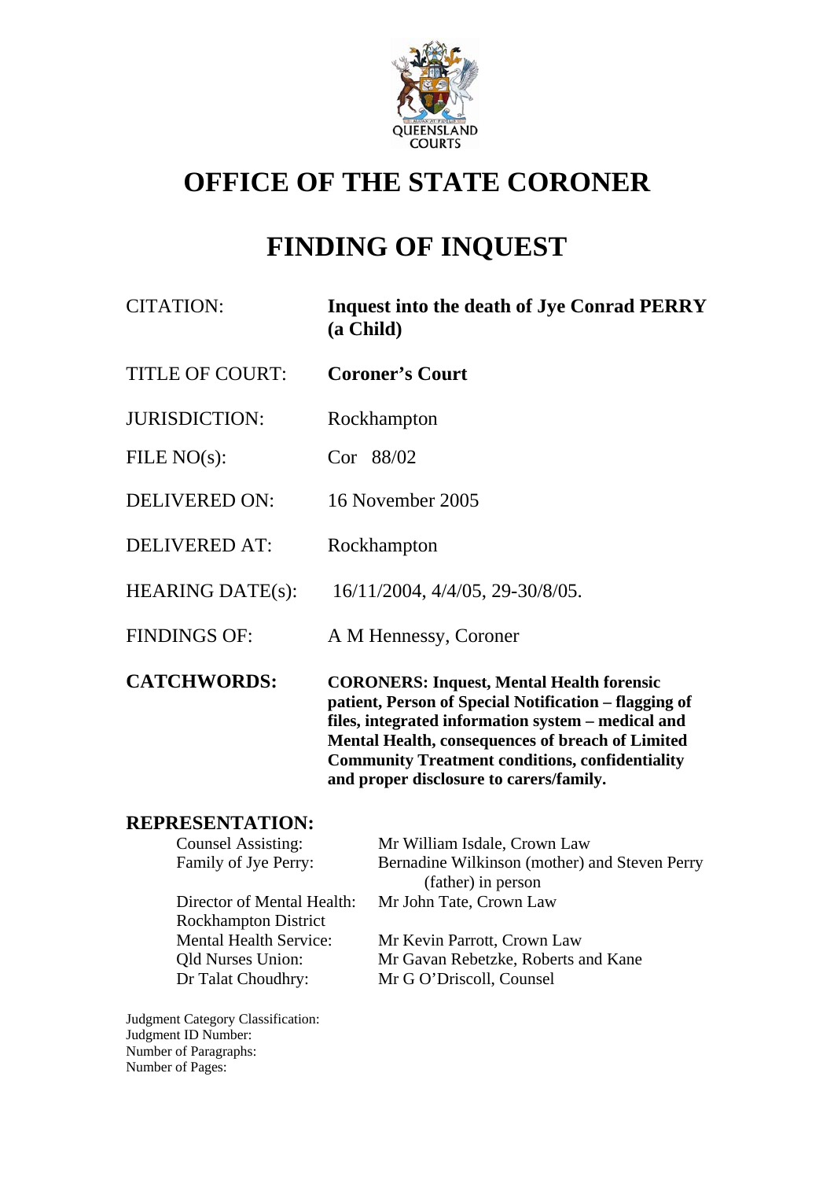# OFFICE OF THE STATE CORONER

# FINDING OF INQUEST

| | |
|---|---|
| CITATION: | **Inquest into the death of Jye Conrad PERRY (a Child)** |
| TITLE OF COURT: | **Coroner's Court** |
| JURISDICTION: | Rockhampton |
| FILE NO(s): | Cor 88/02 |
| DELIVERED ON: | 16 November 2005 |
| DELIVERED AT: | Rockhampton |
| HEARING DATE(s): | 16/11/2004, 4/4/05, 29-30/8/05. |
| FINDINGS OF: | A M Hennessy, Coroner |
| **CATCHWORDS:** | **CORONERS: Inquest, Mental Health forensic patient, Person of Special Notification – flagging of files, integrated information system – medical and Mental Health, consequences of breach of Limited Community Treatment conditions, confidentiality and proper disclosure to carers/family.** |

## REPRESENTATION:

| | |
|---|---|
| Counsel Assisting: | Mr William Isdale, Crown Law |
| Family of Jye Perry: | Bernadine Wilkinson (mother) and Steven Perry (father) in person |
| Director of Mental Health: | Mr John Tate, Crown Law |
| Rockhampton District Mental Health Service: | Mr Kevin Parrott, Crown Law |
| Qld Nurses Union: | Mr Gavan Rebetzke, Roberts and Kane |
| Dr Talat Choudhry: | Mr G O'Driscoll, Counsel |

Judgment Category Classification:
Judgment ID Number:
Number of Paragraphs:
Number of Pages: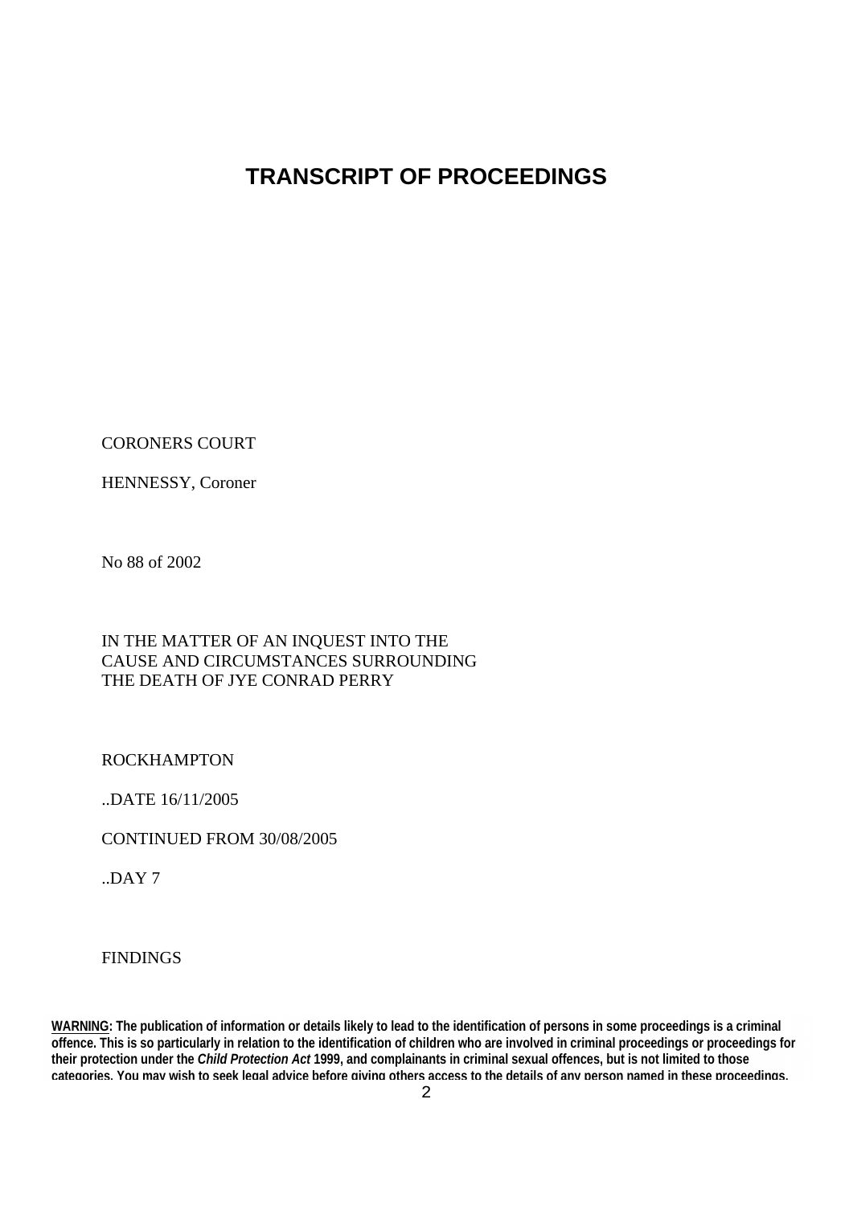# TRANSCRIPT OF PROCEEDINGS

CORONERS COURT

HENNESSY, Coroner

No 88 of 2002

IN THE MATTER OF AN INQUEST INTO THE CAUSE AND CIRCUMSTANCES SURROUNDING THE DEATH OF JYE CONRAD PERRY

ROCKHAMPTON

..DATE 16/11/2005

CONTINUED FROM 30/08/2005

..DAY 7

FINDINGS

**<u>WARNING</u>: The publication of information or details likely to lead to the identification of persons in some proceedings is a criminal offence. This is so particularly in relation to the identification of children who are involved in criminal proceedings or proceedings for their protection under the *Child Protection Act* 1999, and complainants in criminal sexual offences, but is not limited to those categories. You may wish to seek legal advice before giving others access to the details of any person named in these proceedings.**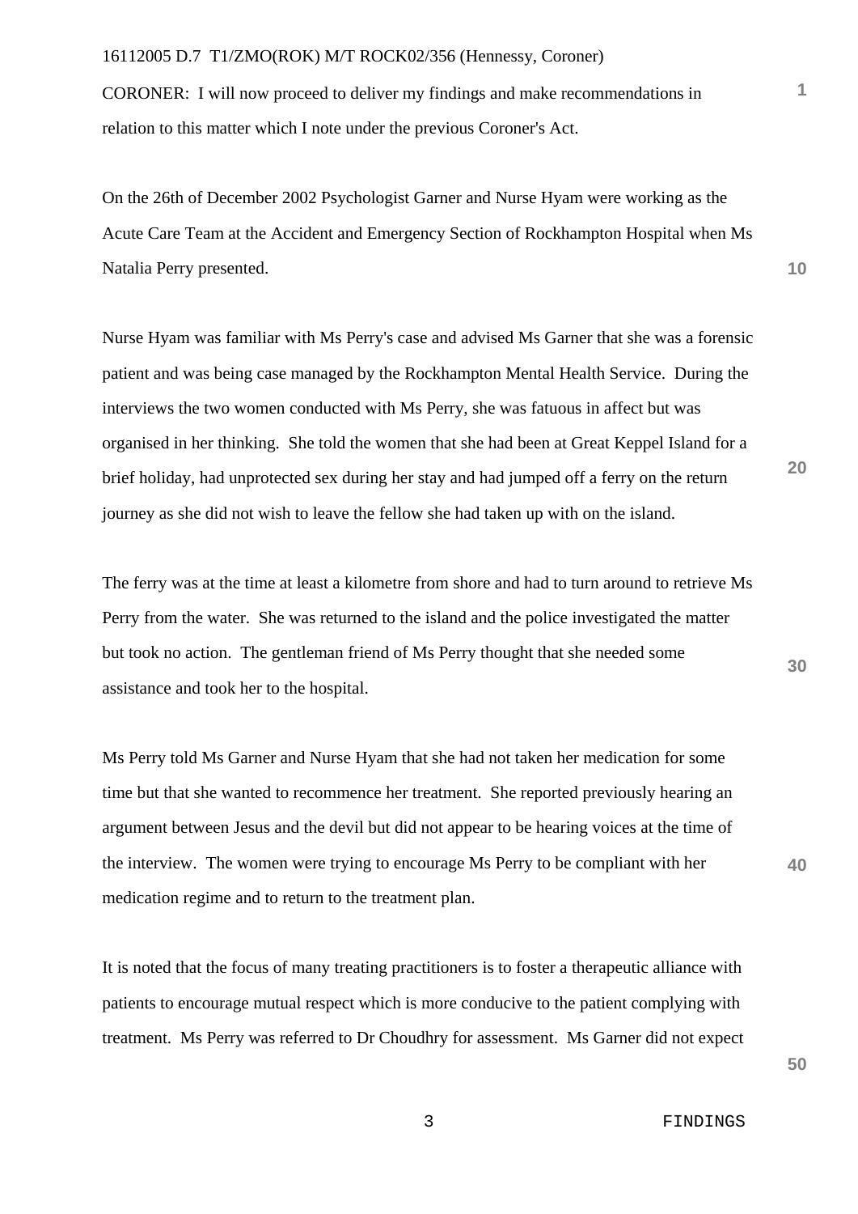CORONER: I will now proceed to deliver my findings and make recommendations in relation to this matter which I note under the previous Coroner's Act.

On the 26th of December 2002 Psychologist Garner and Nurse Hyam were working as the Acute Care Team at the Accident and Emergency Section of Rockhampton Hospital when Ms Natalia Perry presented.

Nurse Hyam was familiar with Ms Perry's case and advised Ms Garner that she was a forensic patient and was being case managed by the Rockhampton Mental Health Service. During the interviews the two women conducted with Ms Perry, she was fatuous in affect but was organised in her thinking. She told the women that she had been at Great Keppel Island for a brief holiday, had unprotected sex during her stay and had jumped off a ferry on the return journey as she did not wish to leave the fellow she had taken up with on the island.

The ferry was at the time at least a kilometre from shore and had to turn around to retrieve Ms Perry from the water. She was returned to the island and the police investigated the matter but took no action. The gentleman friend of Ms Perry thought that she needed some assistance and took her to the hospital.

Ms Perry told Ms Garner and Nurse Hyam that she had not taken her medication for some time but that she wanted to recommence her treatment. She reported previously hearing an argument between Jesus and the devil but did not appear to be hearing voices at the time of the interview. The women were trying to encourage Ms Perry to be compliant with her medication regime and to return to the treatment plan.

It is noted that the focus of many treating practitioners is to foster a therapeutic alliance with patients to encourage mutual respect which is more conducive to the patient complying with treatment. Ms Perry was referred to Dr Choudhry for assessment. Ms Garner did not expect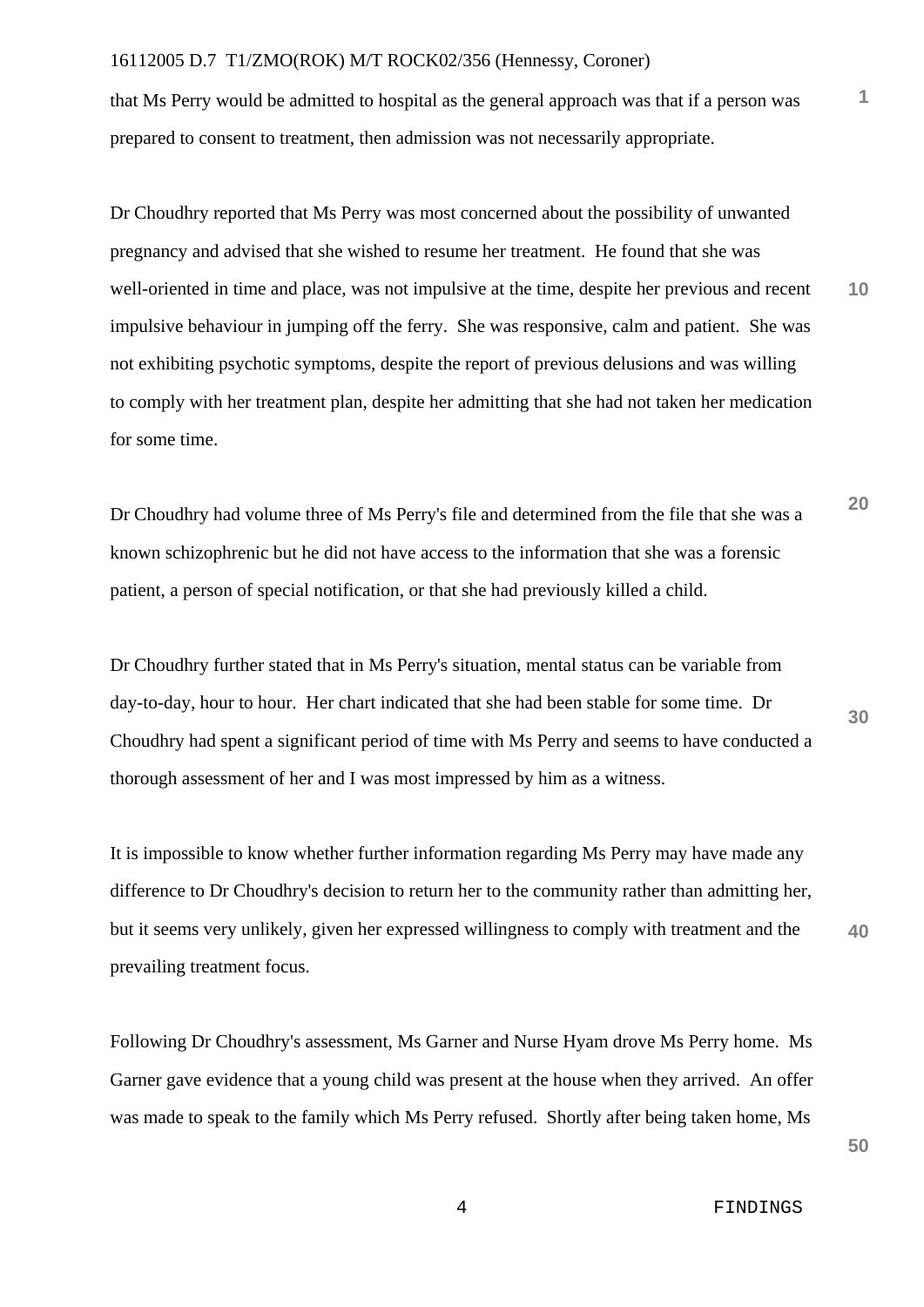that Ms Perry would be admitted to hospital as the general approach was that if a person was prepared to consent to treatment, then admission was not necessarily appropriate.

Dr Choudhry reported that Ms Perry was most concerned about the possibility of unwanted pregnancy and advised that she wished to resume her treatment. He found that she was well-oriented in time and place, was not impulsive at the time, despite her previous and recent impulsive behaviour in jumping off the ferry. She was responsive, calm and patient. She was not exhibiting psychotic symptoms, despite the report of previous delusions and was willing to comply with her treatment plan, despite her admitting that she had not taken her medication for some time.

Dr Choudhry had volume three of Ms Perry's file and determined from the file that she was a known schizophrenic but he did not have access to the information that she was a forensic patient, a person of special notification, or that she had previously killed a child.

Dr Choudhry further stated that in Ms Perry's situation, mental status can be variable from day-to-day, hour to hour. Her chart indicated that she had been stable for some time. Dr Choudhry had spent a significant period of time with Ms Perry and seems to have conducted a thorough assessment of her and I was most impressed by him as a witness.

It is impossible to know whether further information regarding Ms Perry may have made any difference to Dr Choudhry's decision to return her to the community rather than admitting her, but it seems very unlikely, given her expressed willingness to comply with treatment and the prevailing treatment focus.

Following Dr Choudhry's assessment, Ms Garner and Nurse Hyam drove Ms Perry home. Ms Garner gave evidence that a young child was present at the house when they arrived. An offer was made to speak to the family which Ms Perry refused. Shortly after being taken home, Ms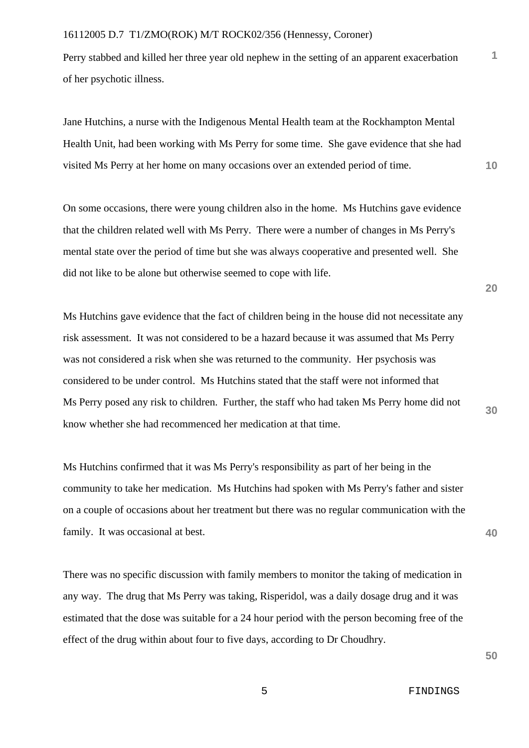Perry stabbed and killed her three year old nephew in the setting of an apparent exacerbation of her psychotic illness.

Jane Hutchins, a nurse with the Indigenous Mental Health team at the Rockhampton Mental Health Unit, had been working with Ms Perry for some time. She gave evidence that she had visited Ms Perry at her home on many occasions over an extended period of time.

On some occasions, there were young children also in the home. Ms Hutchins gave evidence that the children related well with Ms Perry. There were a number of changes in Ms Perry's mental state over the period of time but she was always cooperative and presented well. She did not like to be alone but otherwise seemed to cope with life.

Ms Hutchins gave evidence that the fact of children being in the house did not necessitate any risk assessment. It was not considered to be a hazard because it was assumed that Ms Perry was not considered a risk when she was returned to the community. Her psychosis was considered to be under control. Ms Hutchins stated that the staff were not informed that Ms Perry posed any risk to children. Further, the staff who had taken Ms Perry home did not know whether she had recommenced her medication at that time.

Ms Hutchins confirmed that it was Ms Perry's responsibility as part of her being in the community to take her medication. Ms Hutchins had spoken with Ms Perry's father and sister on a couple of occasions about her treatment but there was no regular communication with the family. It was occasional at best.

There was no specific discussion with family members to monitor the taking of medication in any way. The drug that Ms Perry was taking, Risperidol, was a daily dosage drug and it was estimated that the dose was suitable for a 24 hour period with the person becoming free of the effect of the drug within about four to five days, according to Dr Choudhry.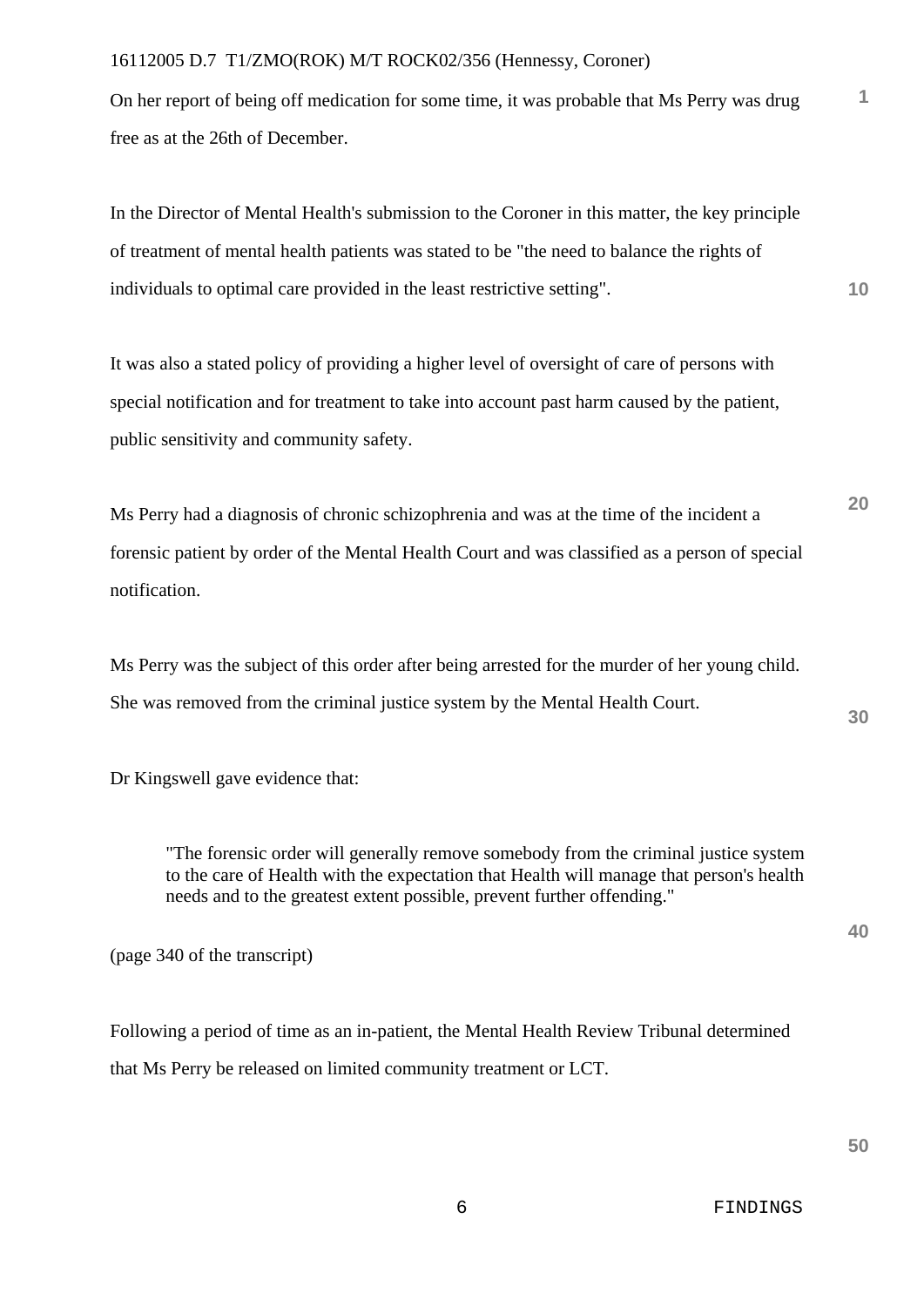On her report of being off medication for some time, it was probable that Ms Perry was drug free as at the 26th of December.

In the Director of Mental Health's submission to the Coroner in this matter, the key principle of treatment of mental health patients was stated to be "the need to balance the rights of individuals to optimal care provided in the least restrictive setting".

It was also a stated policy of providing a higher level of oversight of care of persons with special notification and for treatment to take into account past harm caused by the patient, public sensitivity and community safety.

Ms Perry had a diagnosis of chronic schizophrenia and was at the time of the incident a forensic patient by order of the Mental Health Court and was classified as a person of special notification.

Ms Perry was the subject of this order after being arrested for the murder of her young child. She was removed from the criminal justice system by the Mental Health Court.

Dr Kingswell gave evidence that:

> "The forensic order will generally remove somebody from the criminal justice system to the care of Health with the expectation that Health will manage that person's health needs and to the greatest extent possible, prevent further offending."

(page 340 of the transcript)

Following a period of time as an in-patient, the Mental Health Review Tribunal determined that Ms Perry be released on limited community treatment or LCT.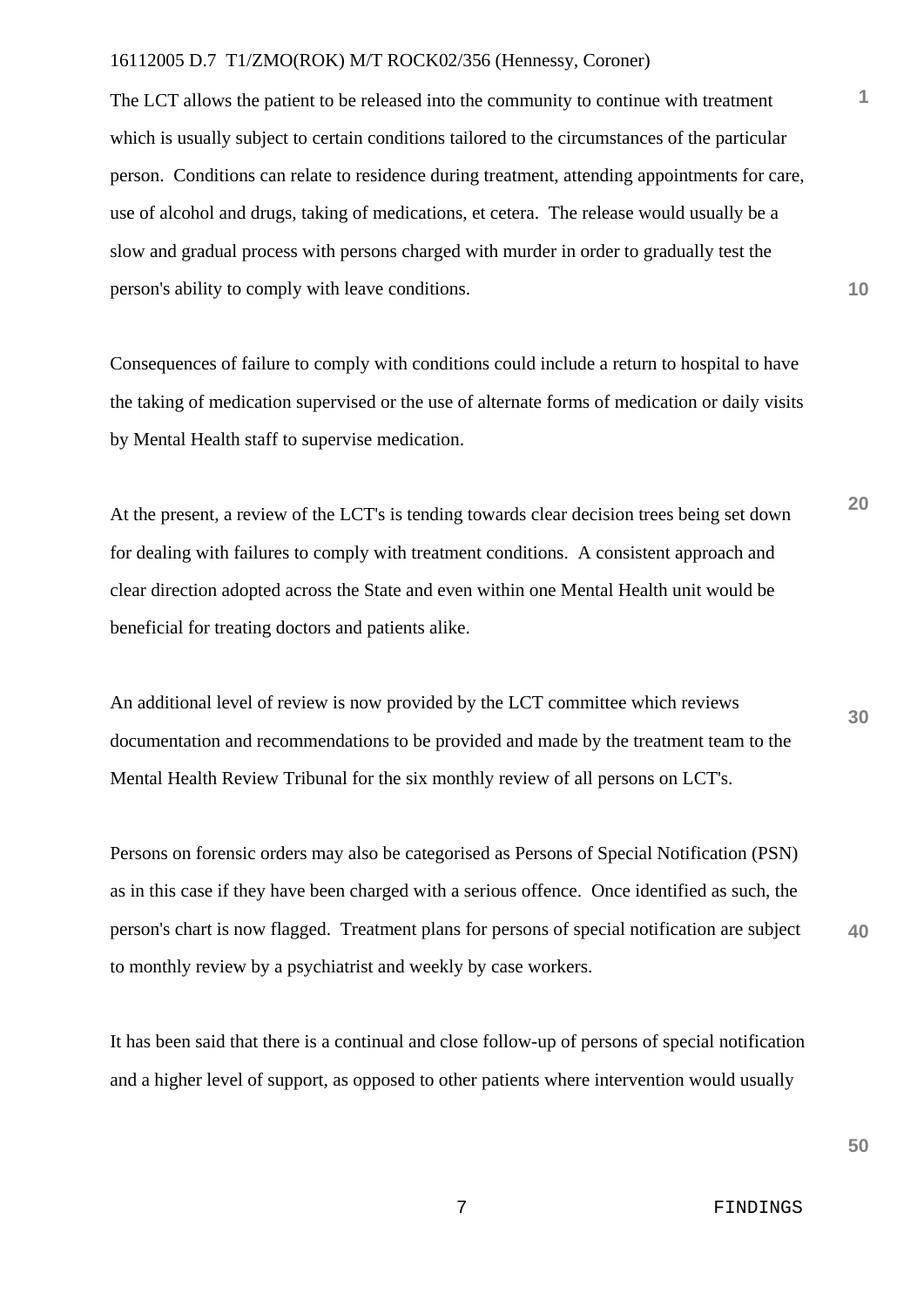The LCT allows the patient to be released into the community to continue with treatment which is usually subject to certain conditions tailored to the circumstances of the particular person. Conditions can relate to residence during treatment, attending appointments for care, use of alcohol and drugs, taking of medications, et cetera. The release would usually be a slow and gradual process with persons charged with murder in order to gradually test the person's ability to comply with leave conditions.

Consequences of failure to comply with conditions could include a return to hospital to have the taking of medication supervised or the use of alternate forms of medication or daily visits by Mental Health staff to supervise medication.

At the present, a review of the LCT's is tending towards clear decision trees being set down for dealing with failures to comply with treatment conditions. A consistent approach and clear direction adopted across the State and even within one Mental Health unit would be beneficial for treating doctors and patients alike.

An additional level of review is now provided by the LCT committee which reviews documentation and recommendations to be provided and made by the treatment team to the Mental Health Review Tribunal for the six monthly review of all persons on LCT's.

Persons on forensic orders may also be categorised as Persons of Special Notification (PSN) as in this case if they have been charged with a serious offence. Once identified as such, the person's chart is now flagged. Treatment plans for persons of special notification are subject to monthly review by a psychiatrist and weekly by case workers.

It has been said that there is a continual and close follow-up of persons of special notification and a higher level of support, as opposed to other patients where intervention would usually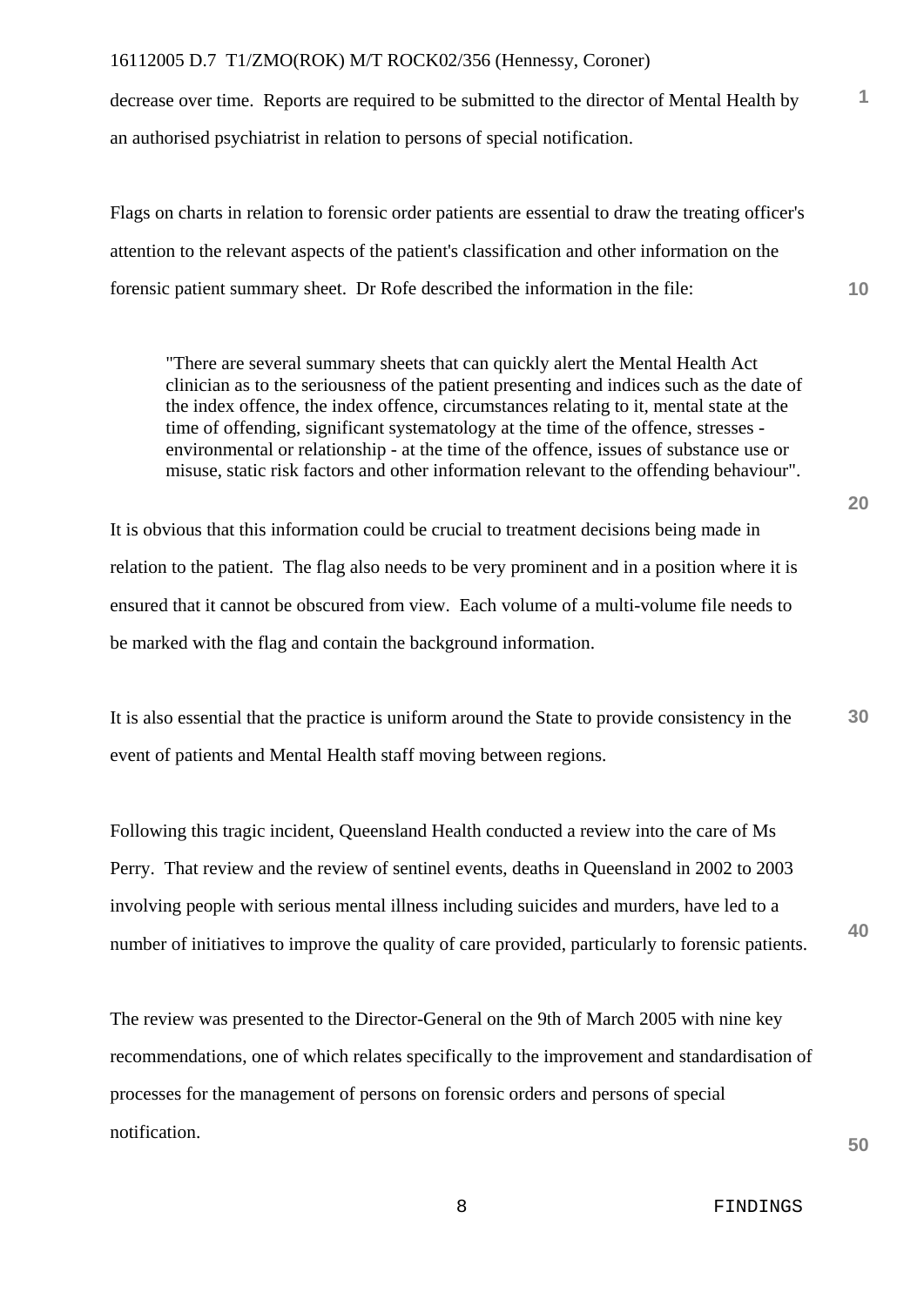decrease over time. Reports are required to be submitted to the director of Mental Health by an authorised psychiatrist in relation to persons of special notification.

Flags on charts in relation to forensic order patients are essential to draw the treating officer's attention to the relevant aspects of the patient's classification and other information on the forensic patient summary sheet. Dr Rofe described the information in the file:

> "There are several summary sheets that can quickly alert the Mental Health Act clinician as to the seriousness of the patient presenting and indices such as the date of the index offence, the index offence, circumstances relating to it, mental state at the time of offending, significant systematology at the time of the offence, stresses - environmental or relationship - at the time of the offence, issues of substance use or misuse, static risk factors and other information relevant to the offending behaviour".

It is obvious that this information could be crucial to treatment decisions being made in relation to the patient. The flag also needs to be very prominent and in a position where it is ensured that it cannot be obscured from view. Each volume of a multi-volume file needs to be marked with the flag and contain the background information.

It is also essential that the practice is uniform around the State to provide consistency in the event of patients and Mental Health staff moving between regions.

Following this tragic incident, Queensland Health conducted a review into the care of Ms Perry. That review and the review of sentinel events, deaths in Queensland in 2002 to 2003 involving people with serious mental illness including suicides and murders, have led to a number of initiatives to improve the quality of care provided, particularly to forensic patients.

The review was presented to the Director-General on the 9th of March 2005 with nine key recommendations, one of which relates specifically to the improvement and standardisation of processes for the management of persons on forensic orders and persons of special notification.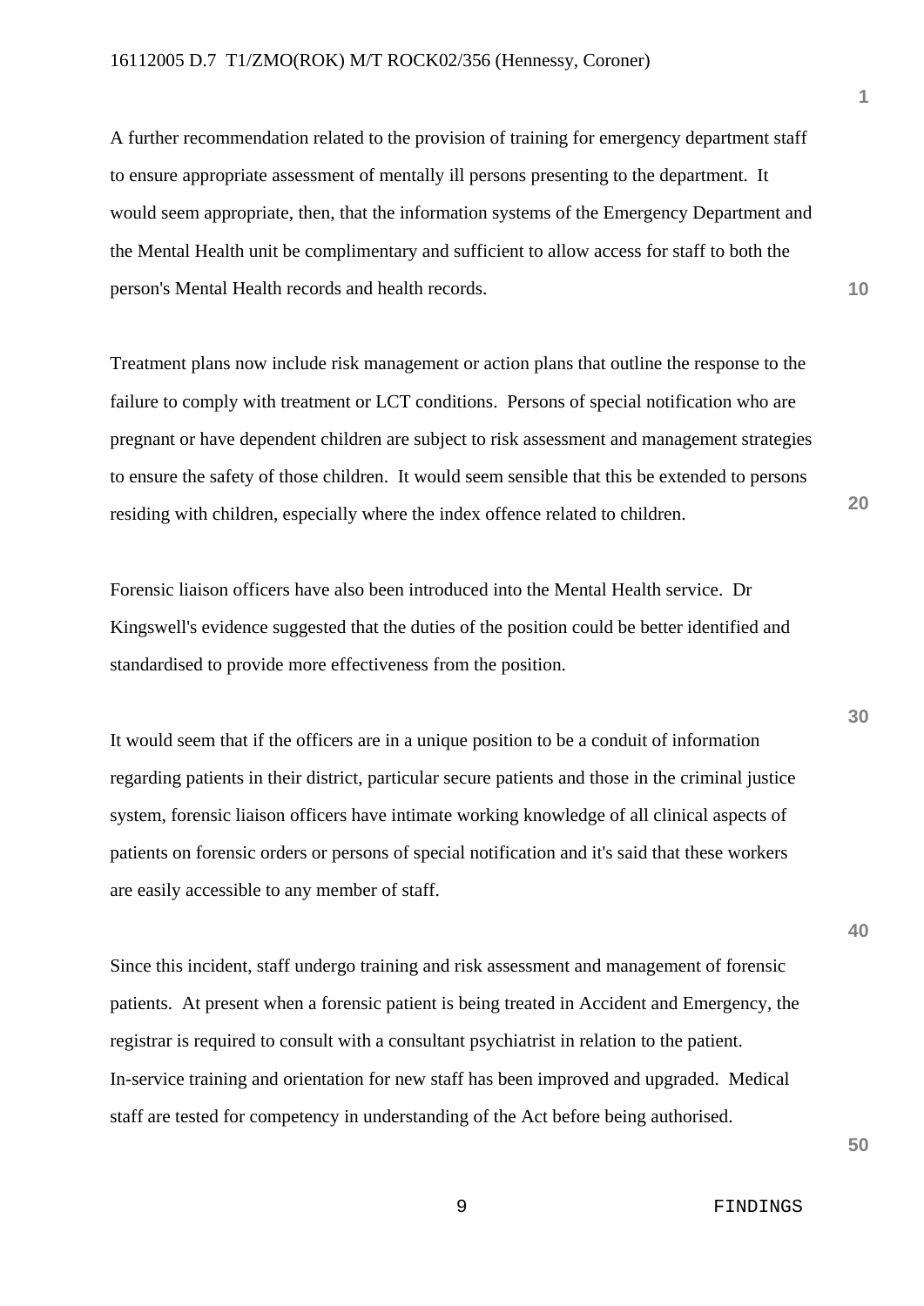A further recommendation related to the provision of training for emergency department staff to ensure appropriate assessment of mentally ill persons presenting to the department. It would seem appropriate, then, that the information systems of the Emergency Department and the Mental Health unit be complimentary and sufficient to allow access for staff to both the person's Mental Health records and health records.

Treatment plans now include risk management or action plans that outline the response to the failure to comply with treatment or LCT conditions. Persons of special notification who are pregnant or have dependent children are subject to risk assessment and management strategies to ensure the safety of those children. It would seem sensible that this be extended to persons residing with children, especially where the index offence related to children.

Forensic liaison officers have also been introduced into the Mental Health service. Dr Kingswell's evidence suggested that the duties of the position could be better identified and standardised to provide more effectiveness from the position.

It would seem that if the officers are in a unique position to be a conduit of information regarding patients in their district, particular secure patients and those in the criminal justice system, forensic liaison officers have intimate working knowledge of all clinical aspects of patients on forensic orders or persons of special notification and it's said that these workers are easily accessible to any member of staff.

Since this incident, staff undergo training and risk assessment and management of forensic patients. At present when a forensic patient is being treated in Accident and Emergency, the registrar is required to consult with a consultant psychiatrist in relation to the patient. In-service training and orientation for new staff has been improved and upgraded. Medical staff are tested for competency in understanding of the Act before being authorised.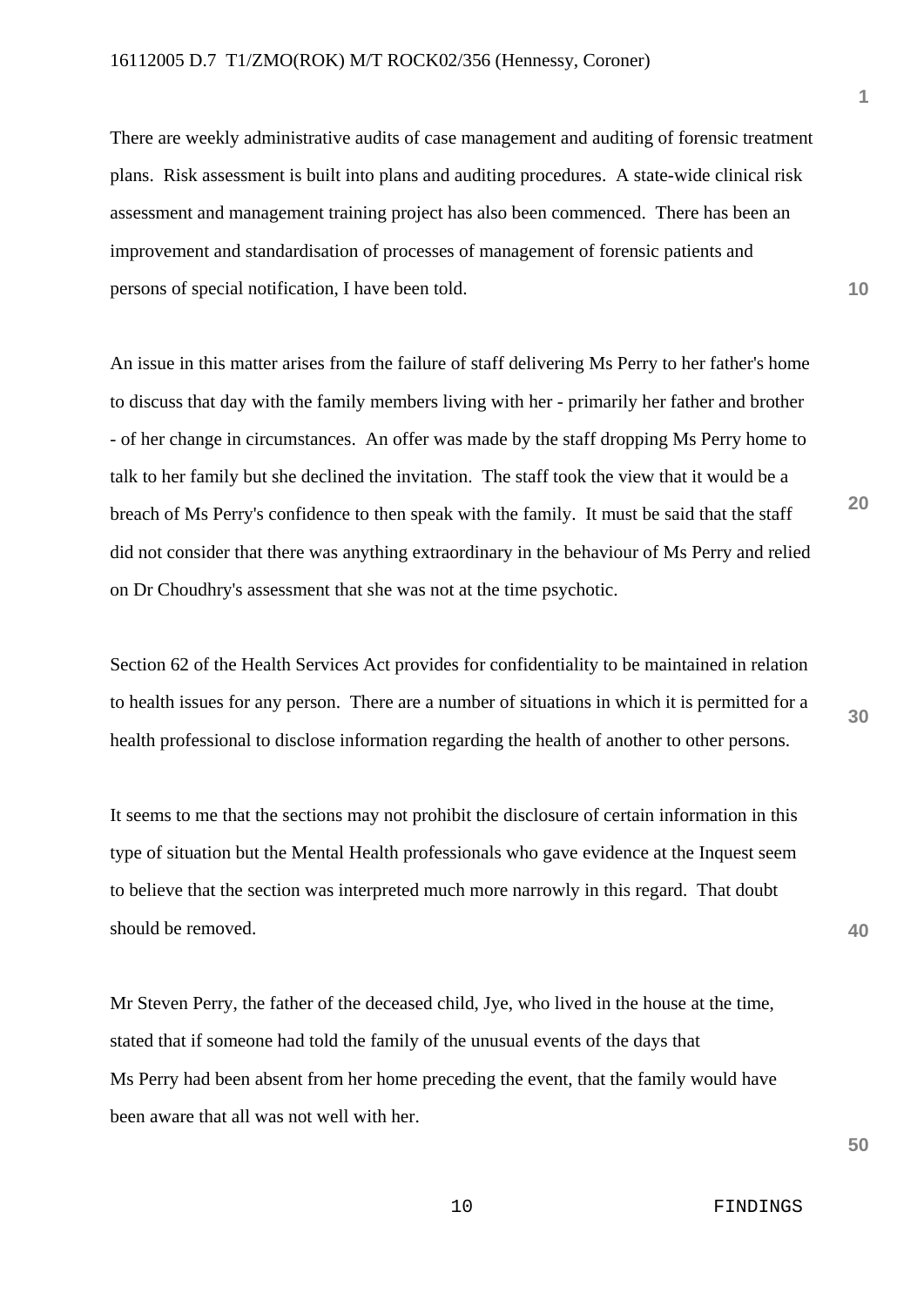There are weekly administrative audits of case management and auditing of forensic treatment plans. Risk assessment is built into plans and auditing procedures. A state-wide clinical risk assessment and management training project has also been commenced. There has been an improvement and standardisation of processes of management of forensic patients and persons of special notification, I have been told.

An issue in this matter arises from the failure of staff delivering Ms Perry to her father's home to discuss that day with the family members living with her - primarily her father and brother - of her change in circumstances. An offer was made by the staff dropping Ms Perry home to talk to her family but she declined the invitation. The staff took the view that it would be a breach of Ms Perry's confidence to then speak with the family. It must be said that the staff did not consider that there was anything extraordinary in the behaviour of Ms Perry and relied on Dr Choudhry's assessment that she was not at the time psychotic.

Section 62 of the Health Services Act provides for confidentiality to be maintained in relation to health issues for any person. There are a number of situations in which it is permitted for a health professional to disclose information regarding the health of another to other persons.

It seems to me that the sections may not prohibit the disclosure of certain information in this type of situation but the Mental Health professionals who gave evidence at the Inquest seem to believe that the section was interpreted much more narrowly in this regard. That doubt should be removed.

Mr Steven Perry, the father of the deceased child, Jye, who lived in the house at the time, stated that if someone had told the family of the unusual events of the days that Ms Perry had been absent from her home preceding the event, that the family would have been aware that all was not well with her.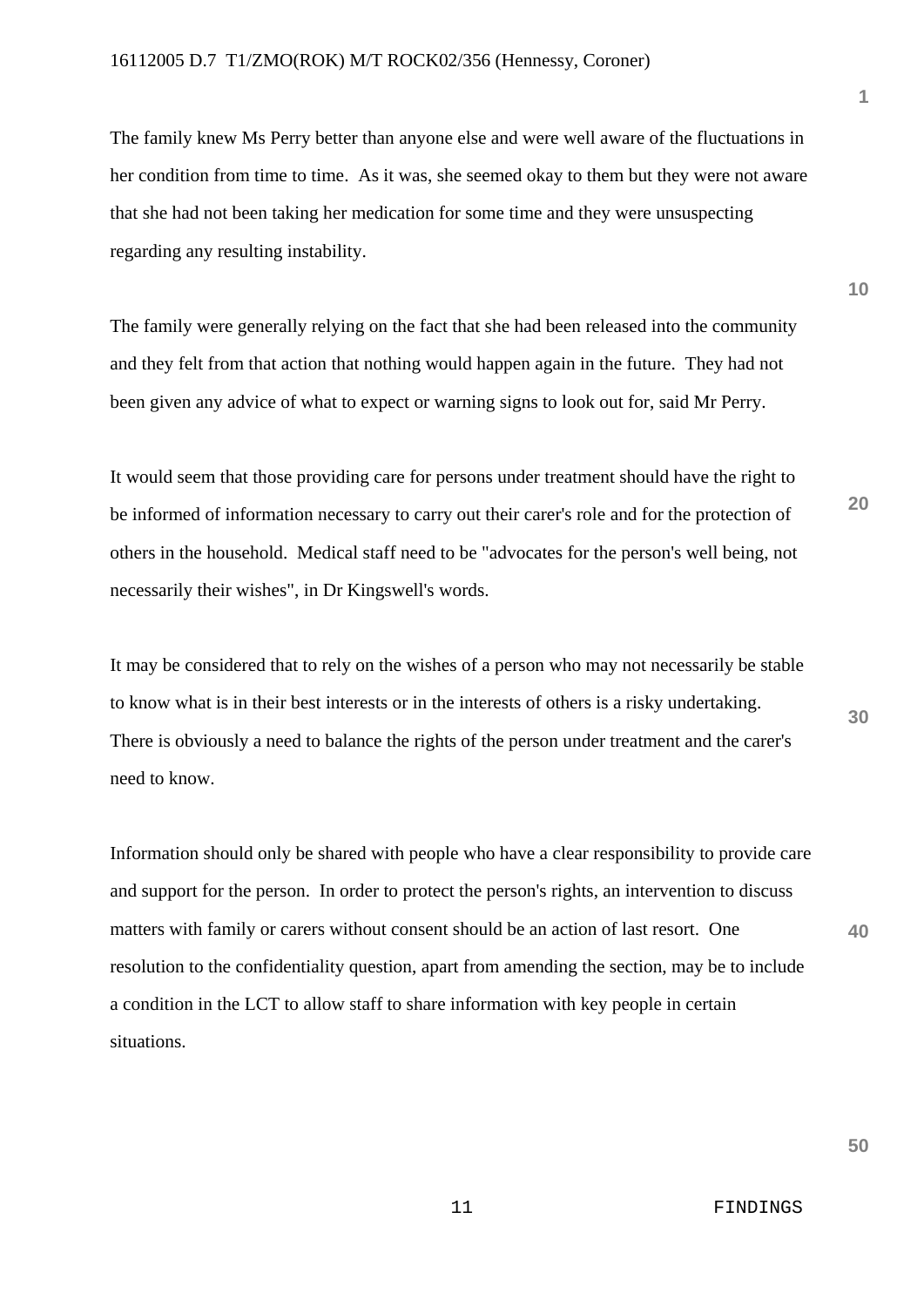The family knew Ms Perry better than anyone else and were well aware of the fluctuations in her condition from time to time. As it was, she seemed okay to them but they were not aware that she had not been taking her medication for some time and they were unsuspecting regarding any resulting instability.

The family were generally relying on the fact that she had been released into the community and they felt from that action that nothing would happen again in the future. They had not been given any advice of what to expect or warning signs to look out for, said Mr Perry.

It would seem that those providing care for persons under treatment should have the right to be informed of information necessary to carry out their carer's role and for the protection of others in the household. Medical staff need to be "advocates for the person's well being, not necessarily their wishes", in Dr Kingswell's words.

It may be considered that to rely on the wishes of a person who may not necessarily be stable to know what is in their best interests or in the interests of others is a risky undertaking. There is obviously a need to balance the rights of the person under treatment and the carer's need to know.

Information should only be shared with people who have a clear responsibility to provide care and support for the person. In order to protect the person's rights, an intervention to discuss matters with family or carers without consent should be an action of last resort. One resolution to the confidentiality question, apart from amending the section, may be to include a condition in the LCT to allow staff to share information with key people in certain situations.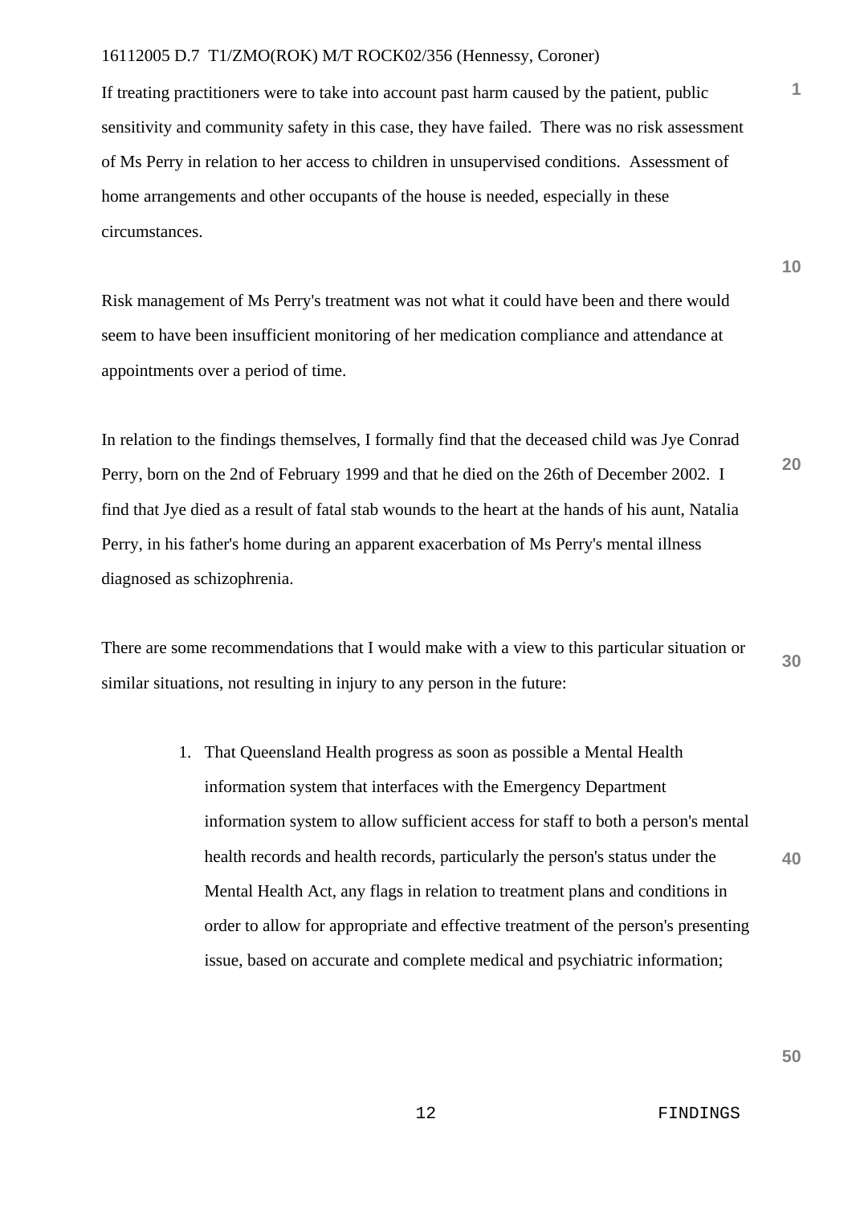If treating practitioners were to take into account past harm caused by the patient, public sensitivity and community safety in this case, they have failed. There was no risk assessment of Ms Perry in relation to her access to children in unsupervised conditions. Assessment of home arrangements and other occupants of the house is needed, especially in these circumstances.

Risk management of Ms Perry's treatment was not what it could have been and there would seem to have been insufficient monitoring of her medication compliance and attendance at appointments over a period of time.

In relation to the findings themselves, I formally find that the deceased child was Jye Conrad Perry, born on the 2nd of February 1999 and that he died on the 26th of December 2002. I find that Jye died as a result of fatal stab wounds to the heart at the hands of his aunt, Natalia Perry, in his father's home during an apparent exacerbation of Ms Perry's mental illness diagnosed as schizophrenia.

There are some recommendations that I would make with a view to this particular situation or similar situations, not resulting in injury to any person in the future:

1. That Queensland Health progress as soon as possible a Mental Health information system that interfaces with the Emergency Department information system to allow sufficient access for staff to both a person's mental health records and health records, particularly the person's status under the Mental Health Act, any flags in relation to treatment plans and conditions in order to allow for appropriate and effective treatment of the person's presenting issue, based on accurate and complete medical and psychiatric information;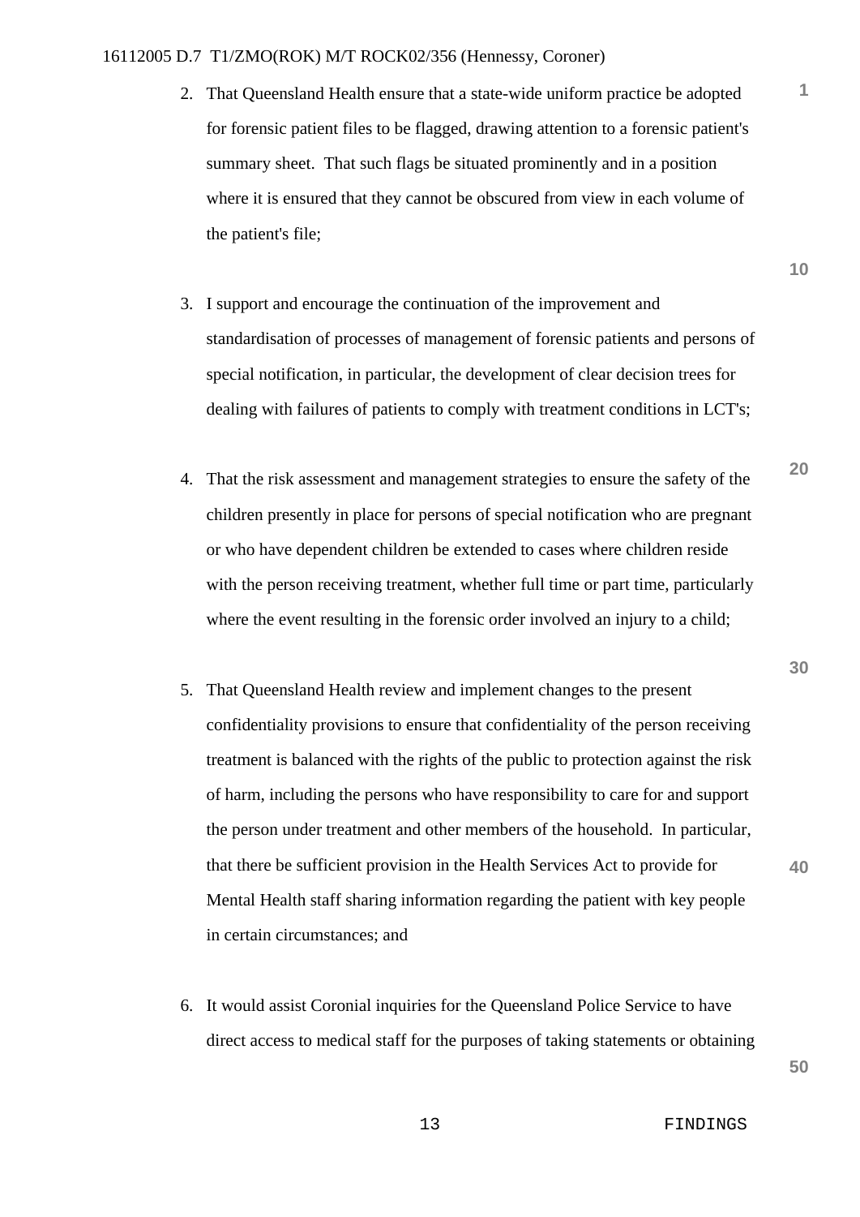2. That Queensland Health ensure that a state-wide uniform practice be adopted for forensic patient files to be flagged, drawing attention to a forensic patient's summary sheet. That such flags be situated prominently and in a position where it is ensured that they cannot be obscured from view in each volume of the patient's file;

3. I support and encourage the continuation of the improvement and standardisation of processes of management of forensic patients and persons of special notification, in particular, the development of clear decision trees for dealing with failures of patients to comply with treatment conditions in LCT's;

4. That the risk assessment and management strategies to ensure the safety of the children presently in place for persons of special notification who are pregnant or who have dependent children be extended to cases where children reside with the person receiving treatment, whether full time or part time, particularly where the event resulting in the forensic order involved an injury to a child;

5. That Queensland Health review and implement changes to the present confidentiality provisions to ensure that confidentiality of the person receiving treatment is balanced with the rights of the public to protection against the risk of harm, including the persons who have responsibility to care for and support the person under treatment and other members of the household. In particular, that there be sufficient provision in the Health Services Act to provide for Mental Health staff sharing information regarding the patient with key people in certain circumstances; and

6. It would assist Coronial inquiries for the Queensland Police Service to have direct access to medical staff for the purposes of taking statements or obtaining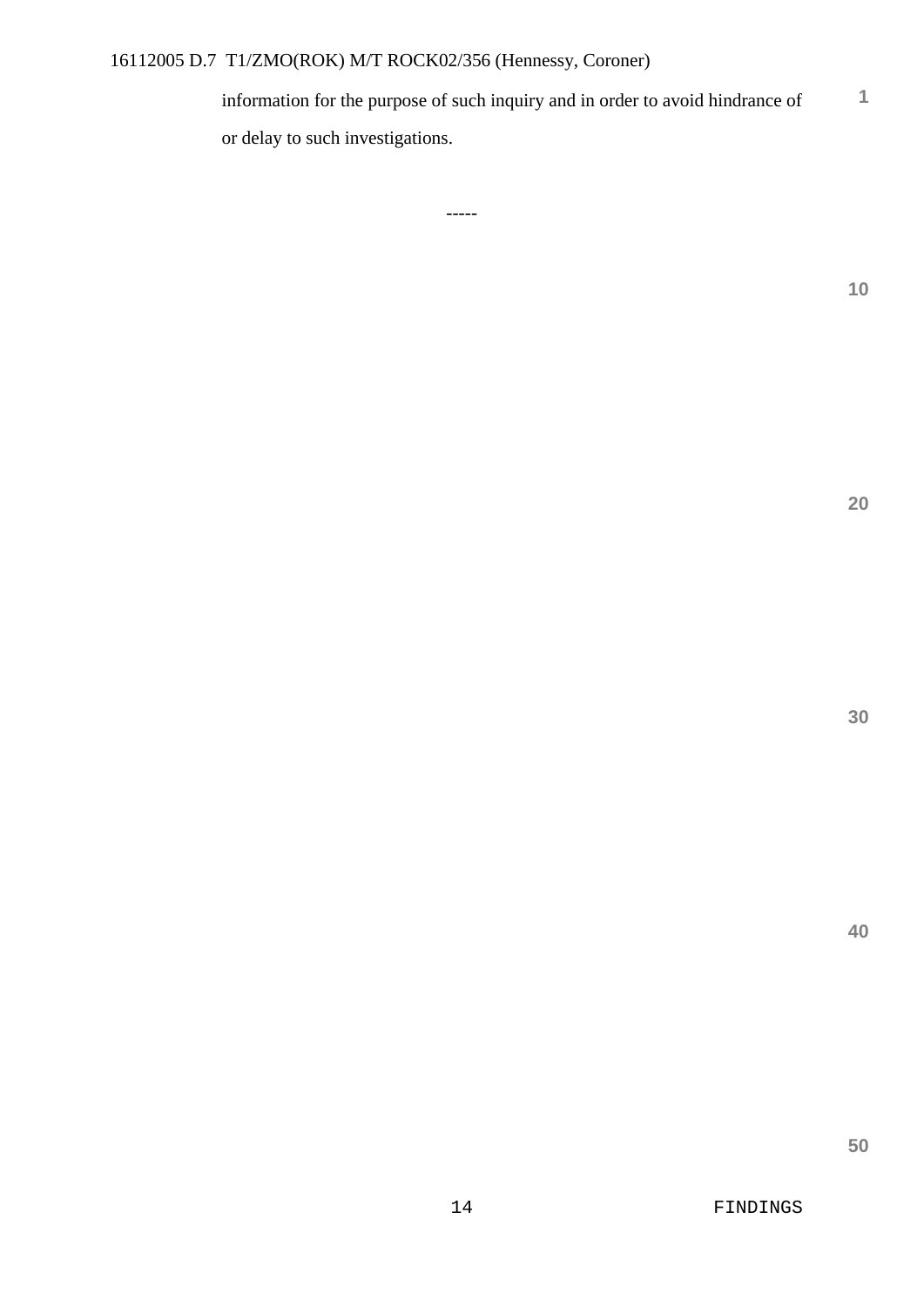information for the purpose of such inquiry and in order to avoid hindrance of or delay to such investigations.

-----